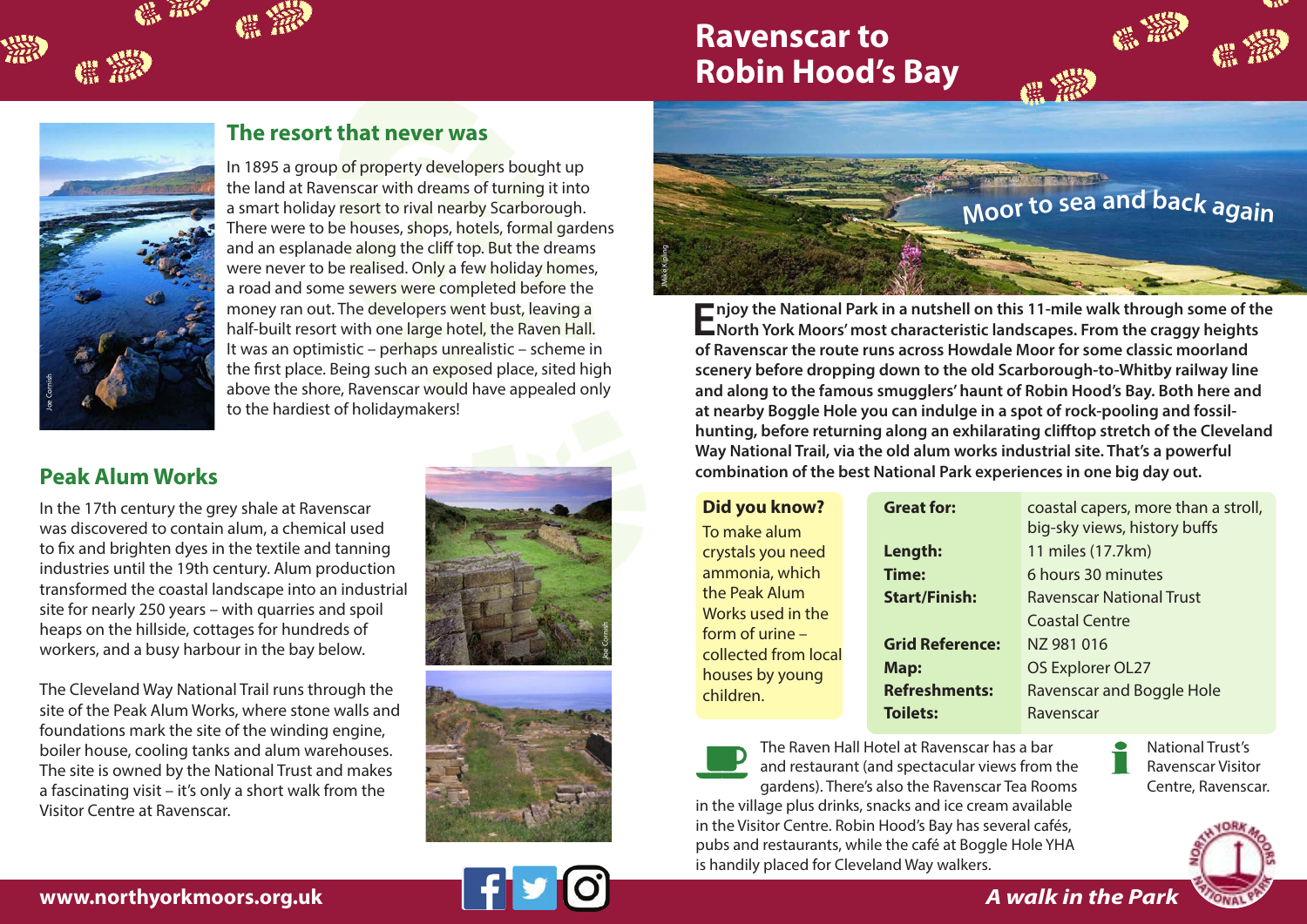# Ravenscar to Robin Hood's Bay

## The resort that never was

In 1895 a group of property developers bought up the land at Ravenscar with dreams of turning it into a smart holiday resort to rival nearby Scarborough. There were to be houses, shops, hotels, formal gardens and an esplanade along the cliff top. But the dreams were never to be realised. Only a few holiday homes, a road and some sewers were completed before the money ran out. The developers went bust, leaving a half-built resort with one large hotel, the Raven Hall. It was an optimistic – perhaps unrealistic – scheme in the first place. Being such an exposed place, sited high above the shore, Ravenscar would have appealed only to the hardiest of holidaymakers!

## Peak Alum Works

In the 17th century the grey shale at Ravenscar was discovered to contain alum, a chemical used to fix and brighten dyes in the textile and tanning industries until the 19th century. Alum production transformed the coastal landscape into an industrial site for nearly 250 years – with quarries and spoil heaps on the hillside, cottages for hundreds of workers, and a busy harbour in the bay below.

The Cleveland Way National Trail runs through the site of the Peak Alum Works, where stone walls and foundations mark the site of the winding engine, boiler house, cooling tanks and alum warehouses. The site is owned by the National Trust and makes a fascinating visit – it's only a short walk from the Visitor Centre at Ravenscar.

## Moor to sea and back again

**Enjoy the National Park in a nutshell on this 11-mile walk through some of the North York Moors' most characteristic landscapes. From the craggy heights of Ravenscar the route runs across Howdale Moor for some classic moorland scenery before dropping down to the old Scarborough-to-Whitby railway line and along to the famous smugglers' haunt of Robin Hood's Bay. Both here and at nearby Boggle Hole you can indulge in a spot of rock-pooling and fossil-hunting, before returning along an exhilarating clifftop stretch of the Cleveland Way National Trail, via the old alum works industrial site. That's a powerful combination of the best National Park experiences in one big day out.**

### Did you know?

To make alum crystals you need ammonia, which the Peak Alum Works used in the form of urine – collected from local houses by young children.

| | |
|---|---|
| **Great for:** | coastal capers, more than a stroll, big-sky views, history buffs |
| **Length:** | 11 miles (17.7km) |
| **Time:** | 6 hours 30 minutes |
| **Start/Finish:** | Ravenscar National Trust Coastal Centre |
| **Grid Reference:** | NZ 981 016 |
| **Map:** | OS Explorer OL27 |
| **Refreshments:** | Ravenscar and Boggle Hole |
| **Toilets:** | Ravenscar |

The Raven Hall Hotel at Ravenscar has a bar and restaurant (and spectacular views from the gardens). There's also the Ravenscar Tea Rooms in the village plus drinks, snacks and ice cream available in the Visitor Centre. Robin Hood's Bay has several cafés, pubs and restaurants, while the café at Boggle Hole YHA is handily placed for Cleveland Way walkers.

National Trust's Ravenscar Visitor Centre, Ravenscar.

www.northyorkmoors.org.uk

*A walk in the Park*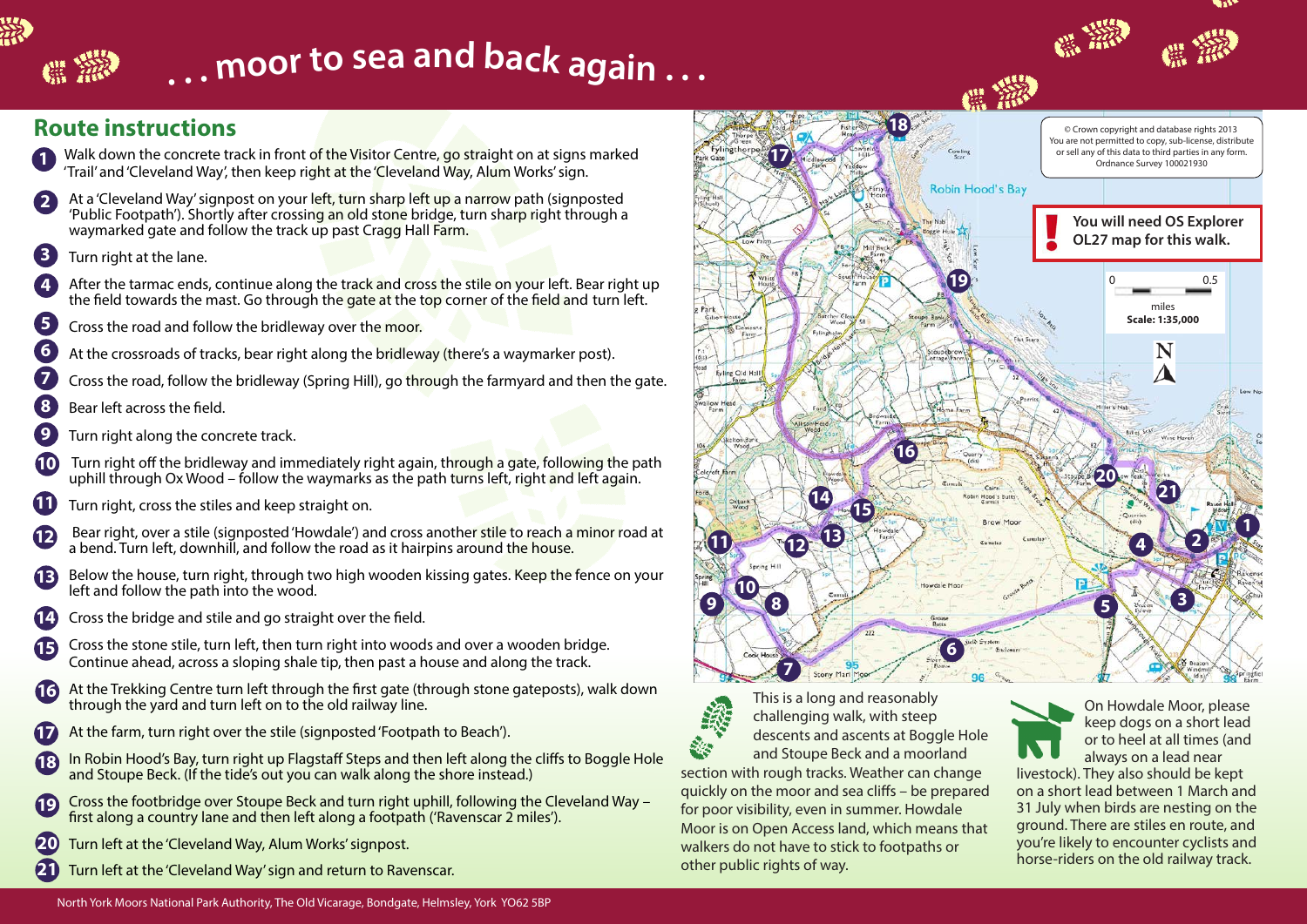# . . . moor to sea and back again . . .

## Route instructions

1. Walk down the concrete track in front of the Visitor Centre, go straight on at signs marked 'Trail' and 'Cleveland Way', then keep right at the 'Cleveland Way, Alum Works' sign.
2. At a 'Cleveland Way' signpost on your left, turn sharp left up a narrow path (signposted 'Public Footpath'). Shortly after crossing an old stone bridge, turn sharp right through a waymarked gate and follow the track up past Cragg Hall Farm.
3. Turn right at the lane.
4. After the tarmac ends, continue along the track and cross the stile on your left. Bear right up the field towards the mast. Go through the gate at the top corner of the field and turn left.
5. Cross the road and follow the bridleway over the moor.
6. At the crossroads of tracks, bear right along the bridleway (there's a waymarker post).
7. Cross the road, follow the bridleway (Spring Hill), go through the farmyard and then the gate.
8. Bear left across the field.
9. Turn right along the concrete track.
10. Turn right off the bridleway and immediately right again, through a gate, following the path uphill through Ox Wood – follow the waymarks as the path turns left, right and left again.
11. Turn right, cross the stiles and keep straight on.
12. Bear right, over a stile (signposted 'Howdale') and cross another stile to reach a minor road at a bend. Turn left, downhill, and follow the road as it hairpins around the house.
13. Below the house, turn right, through two high wooden kissing gates. Keep the fence on your left and follow the path into the wood.
14. Cross the bridge and stile and go straight over the field.
15. Cross the stone stile, turn left, then turn right into woods and over a wooden bridge. Continue ahead, across a sloping shale tip, then past a house and along the track.
16. At the Trekking Centre turn left through the first gate (through stone gateposts), walk down through the yard and turn left on to the old railway line.
17. At the farm, turn right over the stile (signposted 'Footpath to Beach').
18. In Robin Hood's Bay, turn right up Flagstaff Steps and then left along the cliffs to Boggle Hole and Stoupe Beck. (If the tide's out you can walk along the shore instead.)
19. Cross the footbridge over Stoupe Beck and turn right uphill, following the Cleveland Way – first along a country lane and then left along a footpath ('Ravenscar 2 miles').
20. Turn left at the 'Cleveland Way, Alum Works' signpost.
21. Turn left at the 'Cleveland Way' sign and return to Ravenscar.

© Crown copyright and database rights 2013
You are not permitted to copy, sub-license, distribute or sell any of this data to third parties in any form.
Ordnance Survey 100021930

**You will need OS Explorer OL27 map for this walk.**

0 0.5
miles
Scale: 1:35,000

This is a long and reasonably challenging walk, with steep descents and ascents at Boggle Hole and Stoupe Beck and a moorland section with rough tracks. Weather can change quickly on the moor and sea cliffs – be prepared for poor visibility, even in summer. Howdale Moor is on Open Access land, which means that walkers do not have to stick to footpaths or other public rights of way.

On Howdale Moor, please keep dogs on a short lead or to heel at all times (and always on a lead near livestock). They also should be kept on a short lead between 1 March and 31 July when birds are nesting on the ground. There are stiles en route, and you're likely to encounter cyclists and horse-riders on the old railway track.

North York Moors National Park Authority, The Old Vicarage, Bondgate, Helmsley, York YO62 5BP